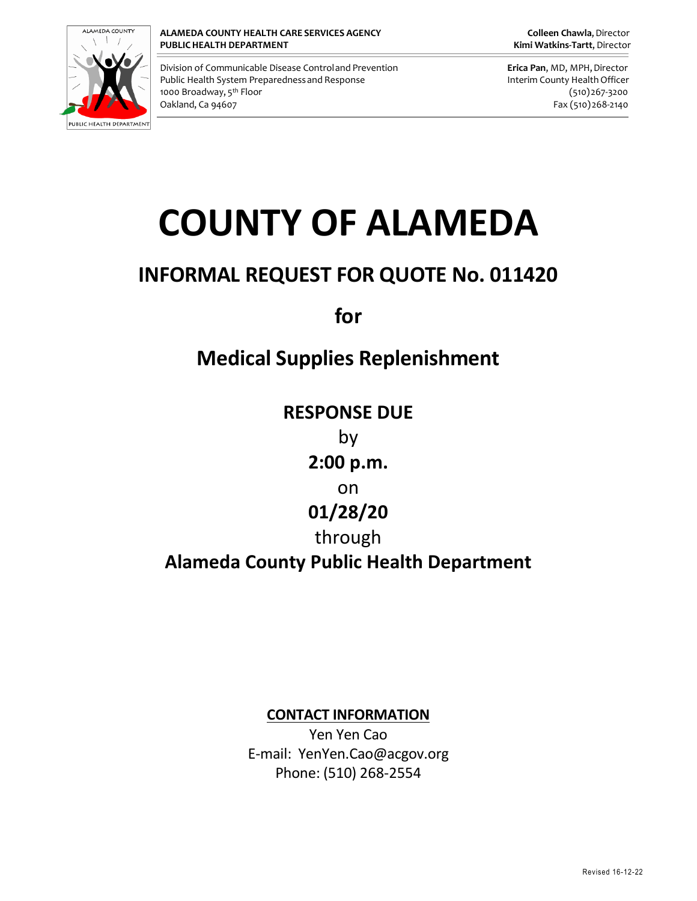**ALAMEDA COUNTY HEALTH CARE SERVICES AGENCY**
**PUBLIC HEALTH DEPARTMENT**

**Colleen Chawla**, Director
**Kimi Watkins-Tartt**, Director

Division of Communicable Disease Control and Prevention
Public Health System Preparedness and Response
1000 Broadway, 5th Floor
Oakland, Ca 94607

**Erica Pan**, MD, MPH, Director
Interim County Health Officer
(510)267-3200
Fax (510)268-2140

# COUNTY OF ALAMEDA

## INFORMAL REQUEST FOR QUOTE No. 011420

## for

## Medical Supplies Replenishment

**RESPONSE DUE**

by

**2:00 p.m.**

on

**01/28/20**

through

**Alameda County Public Health Department**

**CONTACT INFORMATION**

Yen Yen Cao
E-mail: YenYen.Cao@acgov.org
Phone: (510) 268-2554

Revised 16-12-22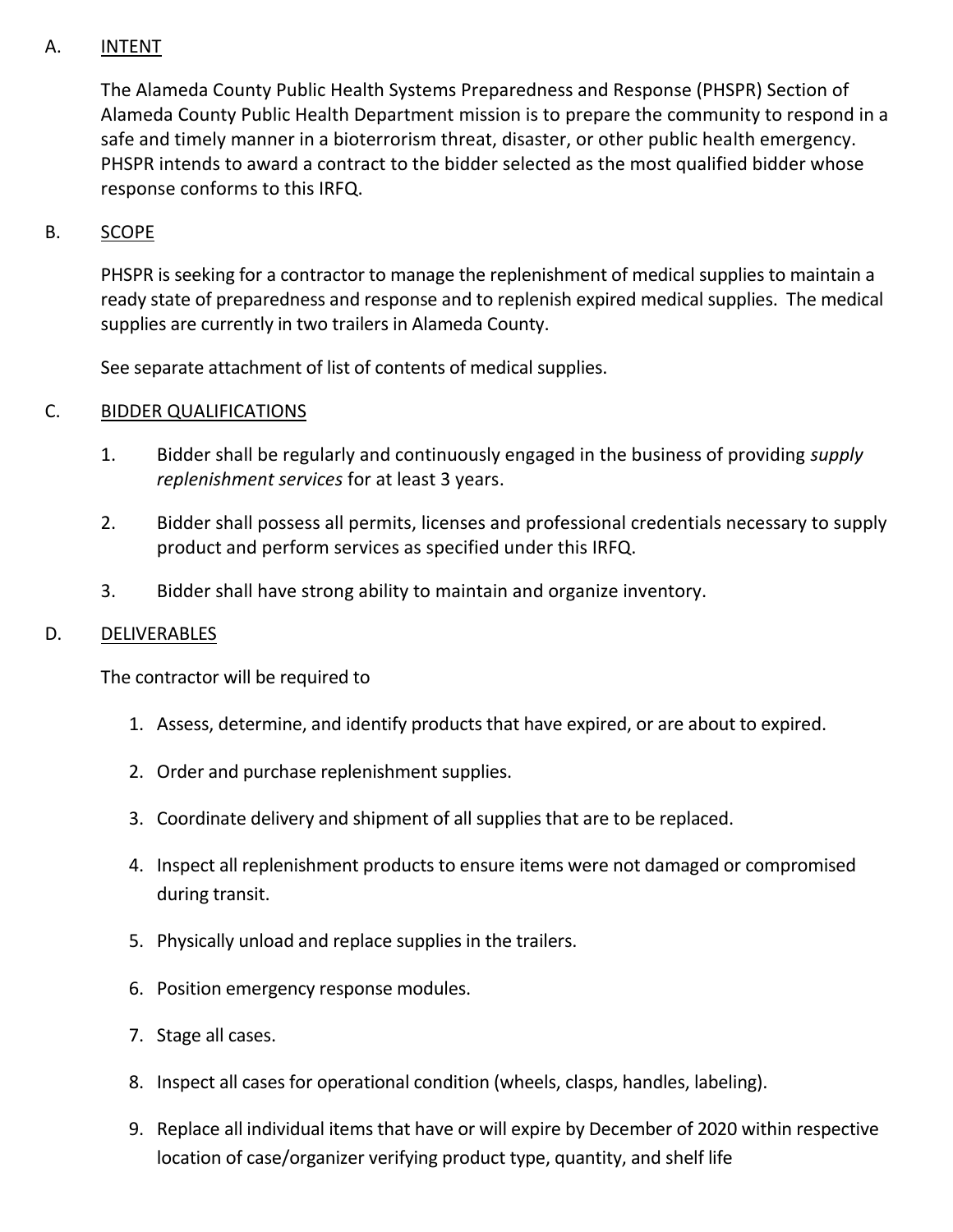A. <u>INTENT</u>

The Alameda County Public Health Systems Preparedness and Response (PHSPR) Section of Alameda County Public Health Department mission is to prepare the community to respond in a safe and timely manner in a bioterrorism threat, disaster, or other public health emergency. PHSPR intends to award a contract to the bidder selected as the most qualified bidder whose response conforms to this IRFQ.

B. <u>SCOPE</u>

PHSPR is seeking for a contractor to manage the replenishment of medical supplies to maintain a ready state of preparedness and response and to replenish expired medical supplies. The medical supplies are currently in two trailers in Alameda County.

See separate attachment of list of contents of medical supplies.

C. <u>BIDDER QUALIFICATIONS</u>

1. Bidder shall be regularly and continuously engaged in the business of providing *supply replenishment services* for at least 3 years.
2. Bidder shall possess all permits, licenses and professional credentials necessary to supply product and perform services as specified under this IRFQ.
3. Bidder shall have strong ability to maintain and organize inventory.

D. <u>DELIVERABLES</u>

The contractor will be required to

1. Assess, determine, and identify products that have expired, or are about to expired.
2. Order and purchase replenishment supplies.
3. Coordinate delivery and shipment of all supplies that are to be replaced.
4. Inspect all replenishment products to ensure items were not damaged or compromised during transit.
5. Physically unload and replace supplies in the trailers.
6. Position emergency response modules.
7. Stage all cases.
8. Inspect all cases for operational condition (wheels, clasps, handles, labeling).
9. Replace all individual items that have or will expire by December of 2020 within respective location of case/organizer verifying product type, quantity, and shelf life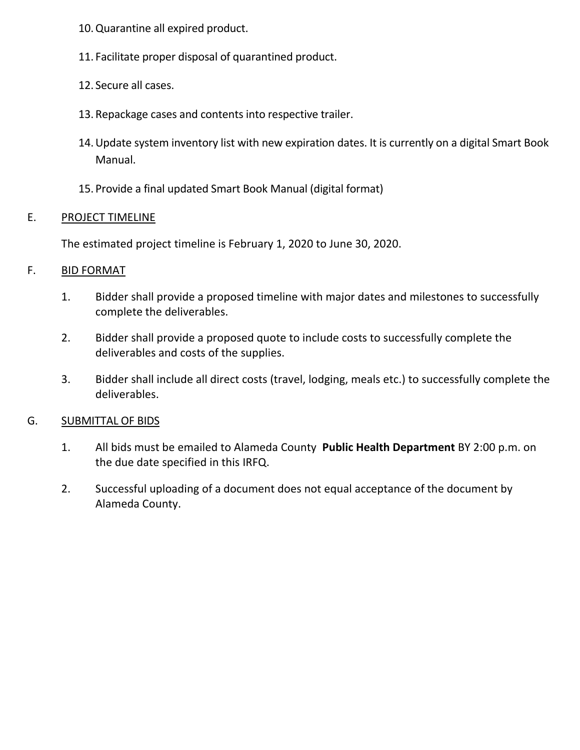10. Quarantine all expired product.

11. Facilitate proper disposal of quarantined product.

12. Secure all cases.

13. Repackage cases and contents into respective trailer.

14. Update system inventory list with new expiration dates. It is currently on a digital Smart Book Manual.

15. Provide a final updated Smart Book Manual (digital format)

E. PROJECT TIMELINE

The estimated project timeline is February 1, 2020 to June 30, 2020.

F. BID FORMAT

1. Bidder shall provide a proposed timeline with major dates and milestones to successfully complete the deliverables.

2. Bidder shall provide a proposed quote to include costs to successfully complete the deliverables and costs of the supplies.

3. Bidder shall include all direct costs (travel, lodging, meals etc.) to successfully complete the deliverables.

G. SUBMITTAL OF BIDS

1. All bids must be emailed to Alameda County **Public Health Department** BY 2:00 p.m. on the due date specified in this IRFQ.

2. Successful uploading of a document does not equal acceptance of the document by Alameda County.